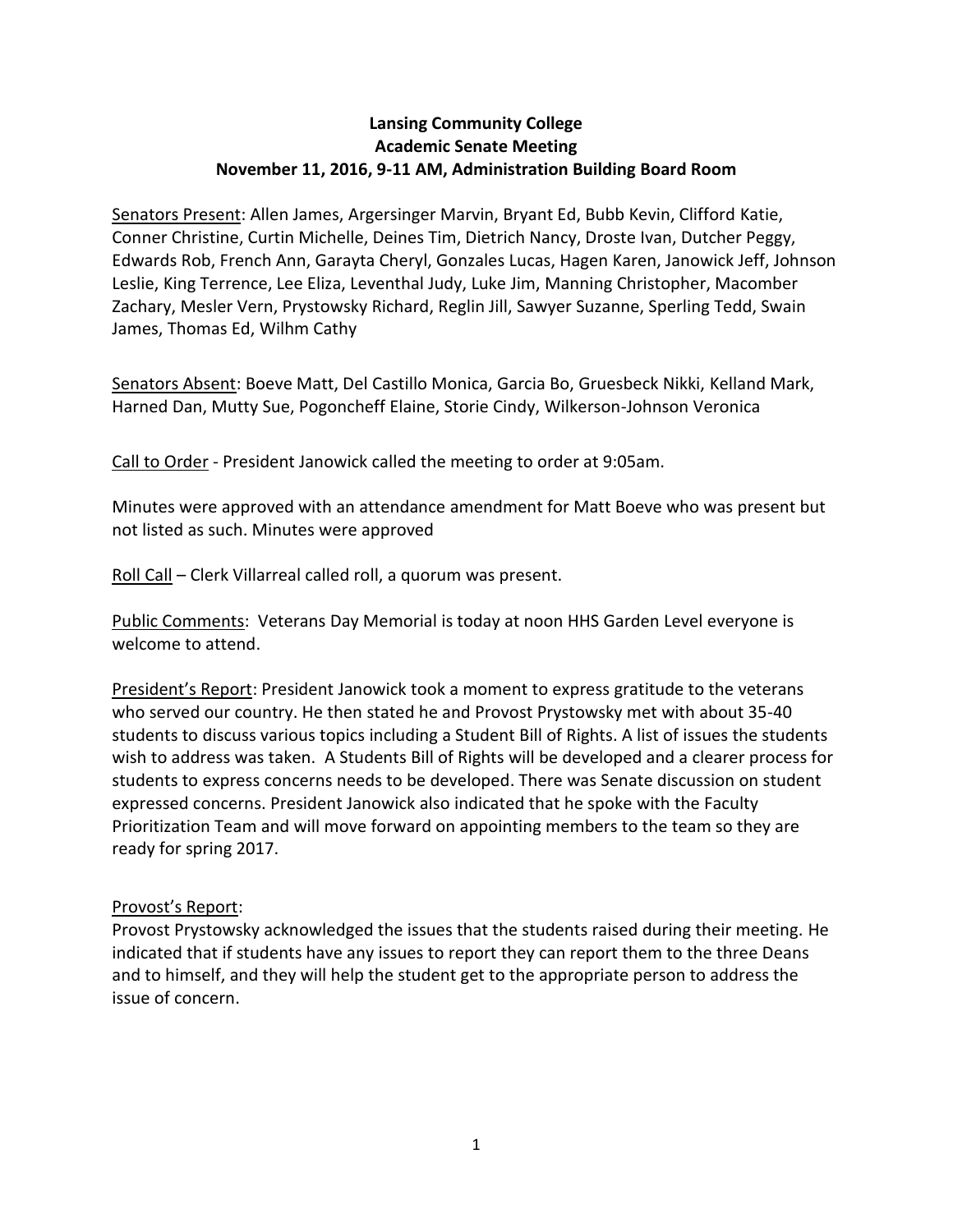**Lansing Community College**
**Academic Senate Meeting**
**November 11, 2016, 9-11 AM, Administration Building Board Room**

Senators Present: Allen James, Argersinger Marvin, Bryant Ed, Bubb Kevin, Clifford Katie, Conner Christine, Curtin Michelle, Deines Tim, Dietrich Nancy, Droste Ivan, Dutcher Peggy, Edwards Rob, French Ann, Garayta Cheryl, Gonzales Lucas, Hagen Karen, Janowick Jeff, Johnson Leslie, King Terrence, Lee Eliza, Leventhal Judy, Luke Jim, Manning Christopher, Macomber Zachary, Mesler Vern, Prystowsky Richard, Reglin Jill, Sawyer Suzanne, Sperling Tedd, Swain James, Thomas Ed, Wilhm Cathy

Senators Absent: Boeve Matt, Del Castillo Monica, Garcia Bo, Gruesbeck Nikki, Kelland Mark, Harned Dan, Mutty Sue, Pogoncheff Elaine, Storie Cindy, Wilkerson-Johnson Veronica

Call to Order - President Janowick called the meeting to order at 9:05am.

Minutes were approved with an attendance amendment for Matt Boeve who was present but not listed as such. Minutes were approved

Roll Call – Clerk Villarreal called roll, a quorum was present.

Public Comments: Veterans Day Memorial is today at noon HHS Garden Level everyone is welcome to attend.

President's Report: President Janowick took a moment to express gratitude to the veterans who served our country. He then stated he and Provost Prystowsky met with about 35-40 students to discuss various topics including a Student Bill of Rights. A list of issues the students wish to address was taken. A Students Bill of Rights will be developed and a clearer process for students to express concerns needs to be developed. There was Senate discussion on student expressed concerns. President Janowick also indicated that he spoke with the Faculty Prioritization Team and will move forward on appointing members to the team so they are ready for spring 2017.

Provost's Report:
Provost Prystowsky acknowledged the issues that the students raised during their meeting. He indicated that if students have any issues to report they can report them to the three Deans and to himself, and they will help the student get to the appropriate person to address the issue of concern.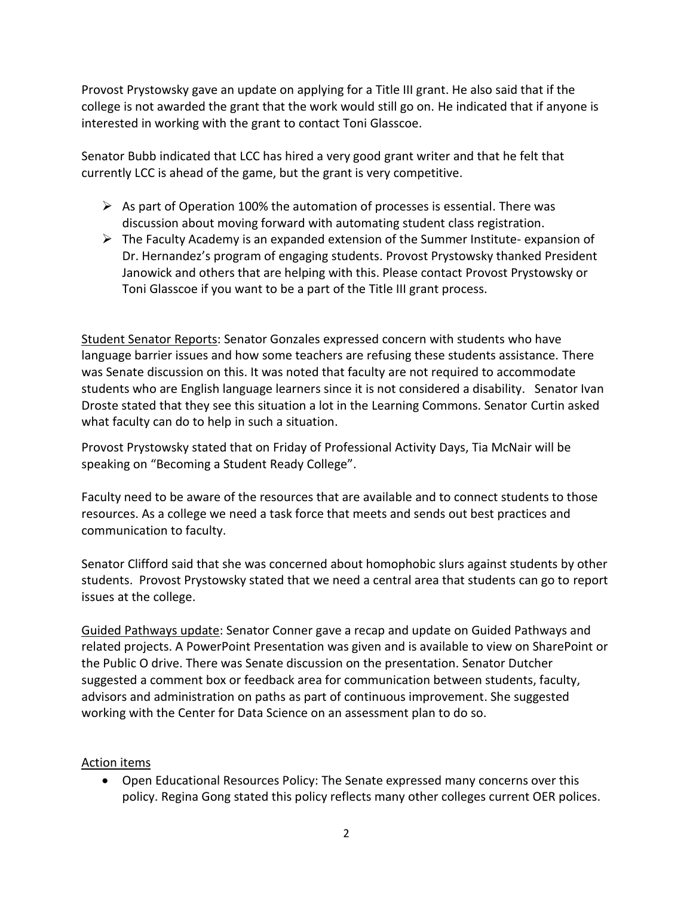Provost Prystowsky gave an update on applying for a Title III grant. He also said that if the college is not awarded the grant that the work would still go on. He indicated that if anyone is interested in working with the grant to contact Toni Glasscoe.

Senator Bubb indicated that LCC has hired a very good grant writer and that he felt that currently LCC is ahead of the game, but the grant is very competitive.

- As part of Operation 100% the automation of processes is essential. There was discussion about moving forward with automating student class registration.
- The Faculty Academy is an expanded extension of the Summer Institute- expansion of Dr. Hernandez's program of engaging students. Provost Prystowsky thanked President Janowick and others that are helping with this. Please contact Provost Prystowsky or Toni Glasscoe if you want to be a part of the Title III grant process.

<u>Student Senator Reports</u>: Senator Gonzales expressed concern with students who have language barrier issues and how some teachers are refusing these students assistance. There was Senate discussion on this. It was noted that faculty are not required to accommodate students who are English language learners since it is not considered a disability. Senator Ivan Droste stated that they see this situation a lot in the Learning Commons. Senator Curtin asked what faculty can do to help in such a situation.

Provost Prystowsky stated that on Friday of Professional Activity Days, Tia McNair will be speaking on "Becoming a Student Ready College".

Faculty need to be aware of the resources that are available and to connect students to those resources. As a college we need a task force that meets and sends out best practices and communication to faculty.

Senator Clifford said that she was concerned about homophobic slurs against students by other students. Provost Prystowsky stated that we need a central area that students can go to report issues at the college.

<u>Guided Pathways update</u>: Senator Conner gave a recap and update on Guided Pathways and related projects. A PowerPoint Presentation was given and is available to view on SharePoint or the Public O drive. There was Senate discussion on the presentation. Senator Dutcher suggested a comment box or feedback area for communication between students, faculty, advisors and administration on paths as part of continuous improvement. She suggested working with the Center for Data Science on an assessment plan to do so.

<u>Action items</u>

- Open Educational Resources Policy: The Senate expressed many concerns over this policy. Regina Gong stated this policy reflects many other colleges current OER polices.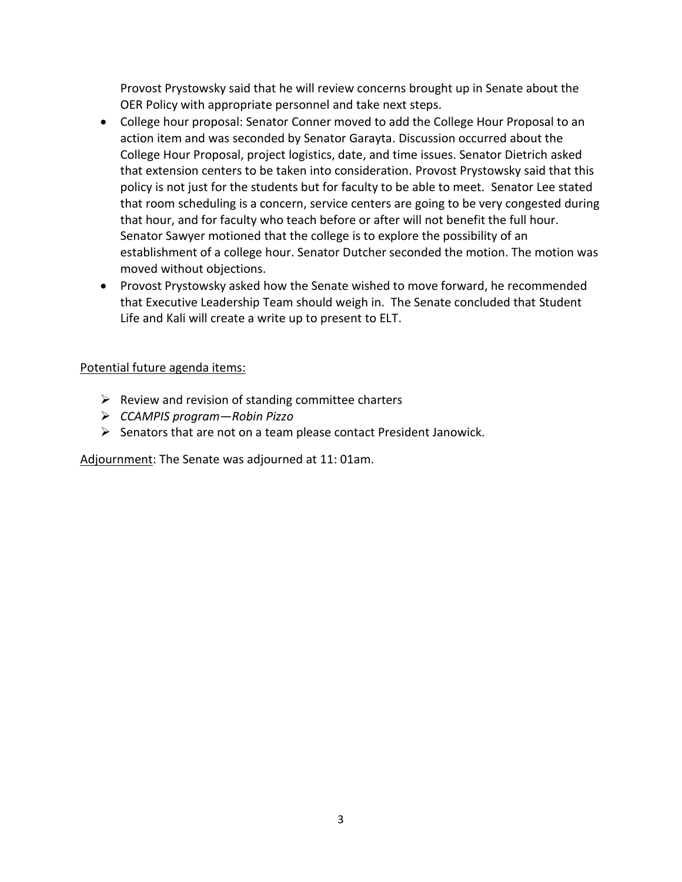Provost Prystowsky said that he will review concerns brought up in Senate about the OER Policy with appropriate personnel and take next steps.

- College hour proposal: Senator Conner moved to add the College Hour Proposal to an action item and was seconded by Senator Garayta. Discussion occurred about the College Hour Proposal, project logistics, date, and time issues. Senator Dietrich asked that extension centers to be taken into consideration. Provost Prystowsky said that this policy is not just for the students but for faculty to be able to meet. Senator Lee stated that room scheduling is a concern, service centers are going to be very congested during that hour, and for faculty who teach before or after will not benefit the full hour. Senator Sawyer motioned that the college is to explore the possibility of an establishment of a college hour. Senator Dutcher seconded the motion. The motion was moved without objections.
- Provost Prystowsky asked how the Senate wished to move forward, he recommended that Executive Leadership Team should weigh in. The Senate concluded that Student Life and Kali will create a write up to present to ELT.

Potential future agenda items:

- Review and revision of standing committee charters
- *CCAMPIS program—Robin Pizzo*
- Senators that are not on a team please contact President Janowick.

Adjournment: The Senate was adjourned at 11: 01am.